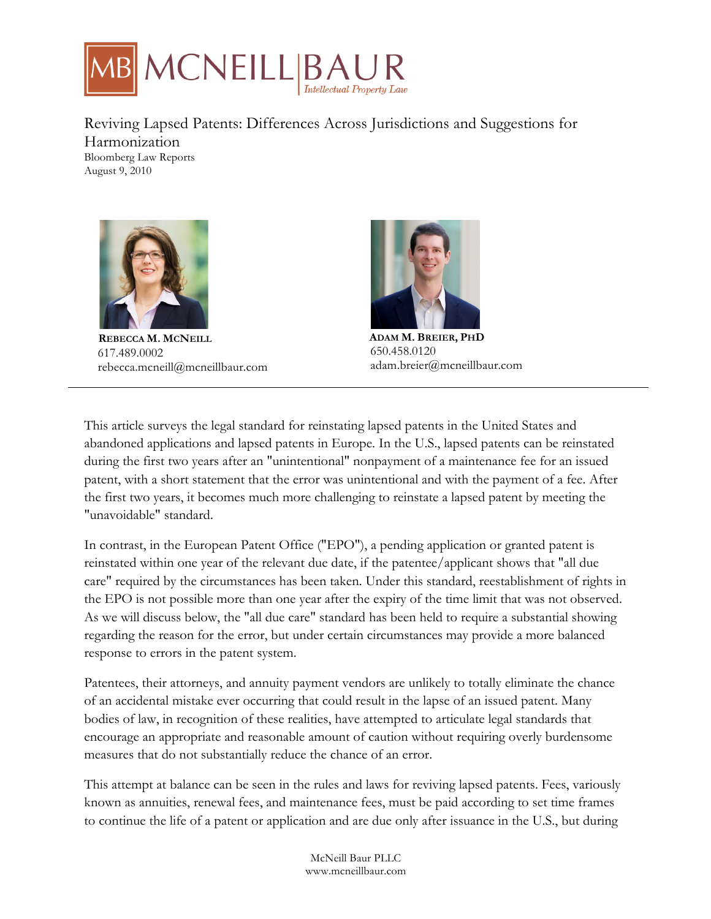MB MCNEILL | BAUR
*Intellectual Property Law*

# Reviving Lapsed Patents: Differences Across Jurisdictions and Suggestions for Harmonization

Bloomberg Law Reports
August 9, 2010

**REBECCA M. MCNEILL**
617.489.0002
rebecca.mcneill@mcneillbaur.com

**ADAM M. BREIER, PHD**
650.458.0120
adam.breier@mcneillbaur.com

---

This article surveys the legal standard for reinstating lapsed patents in the United States and abandoned applications and lapsed patents in Europe. In the U.S., lapsed patents can be reinstated during the first two years after an "unintentional" nonpayment of a maintenance fee for an issued patent, with a short statement that the error was unintentional and with the payment of a fee. After the first two years, it becomes much more challenging to reinstate a lapsed patent by meeting the "unavoidable" standard.

In contrast, in the European Patent Office ("EPO"), a pending application or granted patent is reinstated within one year of the relevant due date, if the patentee/applicant shows that "all due care" required by the circumstances has been taken. Under this standard, reestablishment of rights in the EPO is not possible more than one year after the expiry of the time limit that was not observed. As we will discuss below, the "all due care" standard has been held to require a substantial showing regarding the reason for the error, but under certain circumstances may provide a more balanced response to errors in the patent system.

Patentees, their attorneys, and annuity payment vendors are unlikely to totally eliminate the chance of an accidental mistake ever occurring that could result in the lapse of an issued patent. Many bodies of law, in recognition of these realities, have attempted to articulate legal standards that encourage an appropriate and reasonable amount of caution without requiring overly burdensome measures that do not substantially reduce the chance of an error.

This attempt at balance can be seen in the rules and laws for reviving lapsed patents. Fees, variously known as annuities, renewal fees, and maintenance fees, must be paid according to set time frames to continue the life of a patent or application and are due only after issuance in the U.S., but during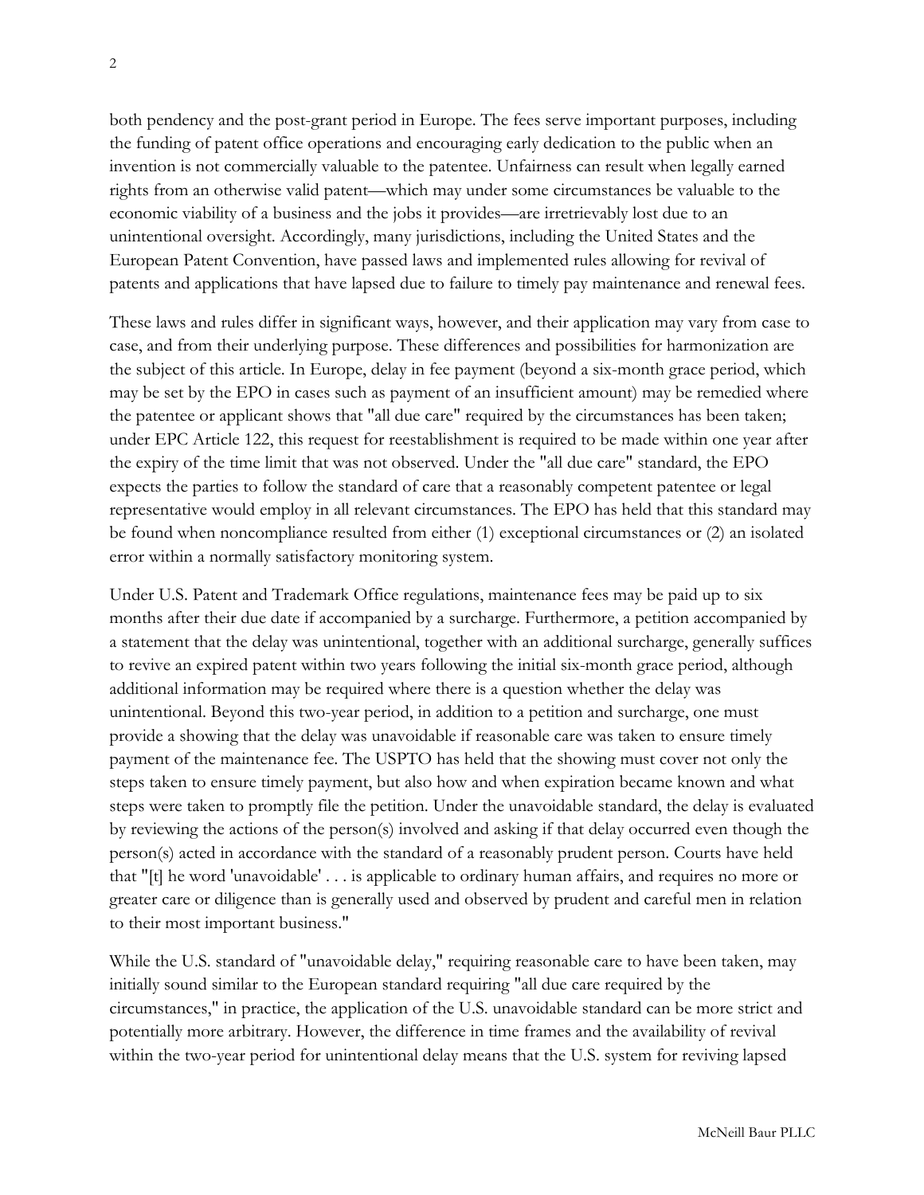both pendency and the post-grant period in Europe. The fees serve important purposes, including the funding of patent office operations and encouraging early dedication to the public when an invention is not commercially valuable to the patentee. Unfairness can result when legally earned rights from an otherwise valid patent—which may under some circumstances be valuable to the economic viability of a business and the jobs it provides—are irretrievably lost due to an unintentional oversight. Accordingly, many jurisdictions, including the United States and the European Patent Convention, have passed laws and implemented rules allowing for revival of patents and applications that have lapsed due to failure to timely pay maintenance and renewal fees.

These laws and rules differ in significant ways, however, and their application may vary from case to case, and from their underlying purpose. These differences and possibilities for harmonization are the subject of this article. In Europe, delay in fee payment (beyond a six-month grace period, which may be set by the EPO in cases such as payment of an insufficient amount) may be remedied where the patentee or applicant shows that "all due care" required by the circumstances has been taken; under EPC Article 122, this request for reestablishment is required to be made within one year after the expiry of the time limit that was not observed. Under the "all due care" standard, the EPO expects the parties to follow the standard of care that a reasonably competent patentee or legal representative would employ in all relevant circumstances. The EPO has held that this standard may be found when noncompliance resulted from either (1) exceptional circumstances or (2) an isolated error within a normally satisfactory monitoring system.

Under U.S. Patent and Trademark Office regulations, maintenance fees may be paid up to six months after their due date if accompanied by a surcharge. Furthermore, a petition accompanied by a statement that the delay was unintentional, together with an additional surcharge, generally suffices to revive an expired patent within two years following the initial six-month grace period, although additional information may be required where there is a question whether the delay was unintentional. Beyond this two-year period, in addition to a petition and surcharge, one must provide a showing that the delay was unavoidable if reasonable care was taken to ensure timely payment of the maintenance fee. The USPTO has held that the showing must cover not only the steps taken to ensure timely payment, but also how and when expiration became known and what steps were taken to promptly file the petition. Under the unavoidable standard, the delay is evaluated by reviewing the actions of the person(s) involved and asking if that delay occurred even though the person(s) acted in accordance with the standard of a reasonably prudent person. Courts have held that "[t] he word 'unavoidable' . . . is applicable to ordinary human affairs, and requires no more or greater care or diligence than is generally used and observed by prudent and careful men in relation to their most important business."

While the U.S. standard of "unavoidable delay," requiring reasonable care to have been taken, may initially sound similar to the European standard requiring "all due care required by the circumstances," in practice, the application of the U.S. unavoidable standard can be more strict and potentially more arbitrary. However, the difference in time frames and the availability of revival within the two-year period for unintentional delay means that the U.S. system for reviving lapsed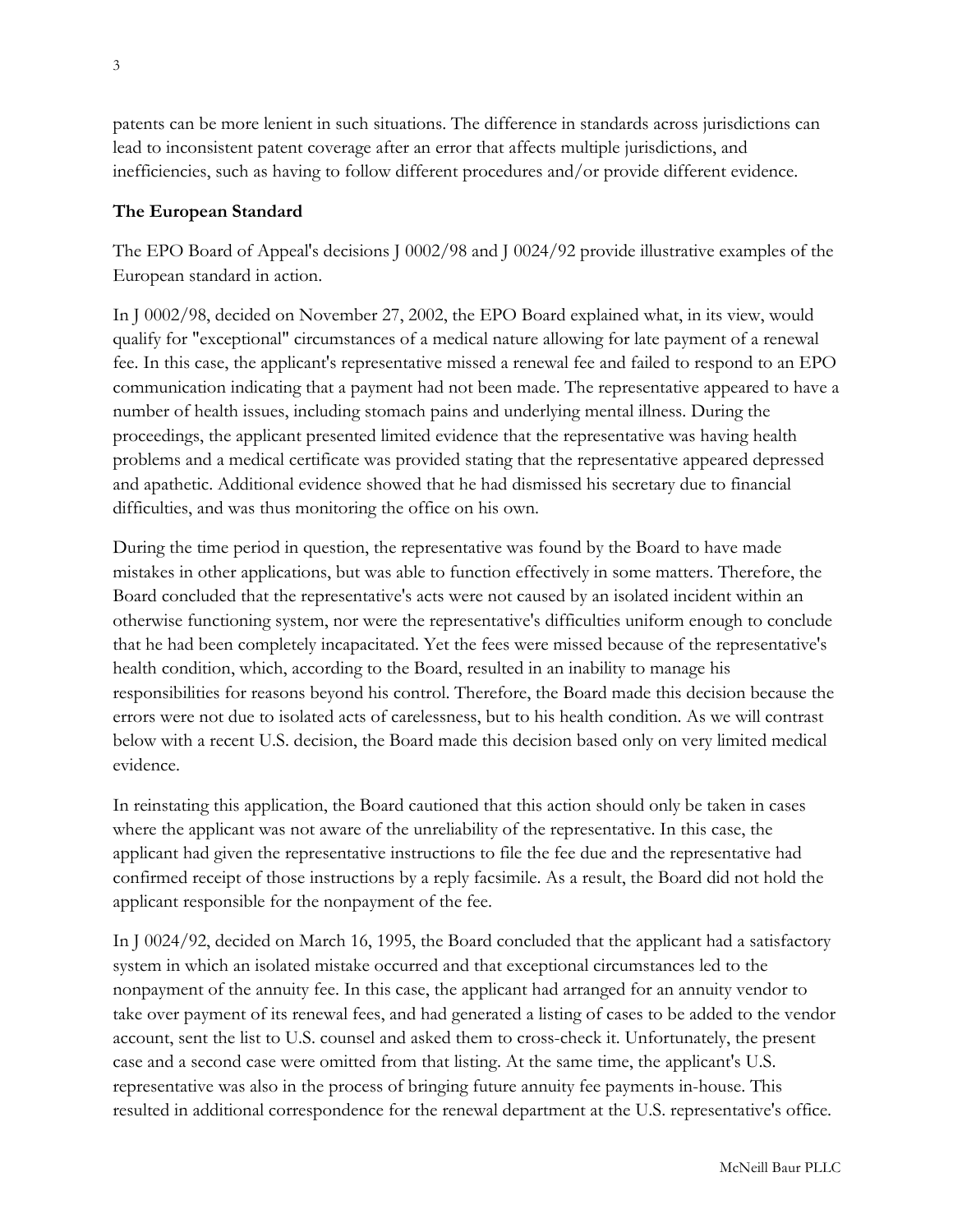patents can be more lenient in such situations. The difference in standards across jurisdictions can lead to inconsistent patent coverage after an error that affects multiple jurisdictions, and inefficiencies, such as having to follow different procedures and/or provide different evidence.

**The European Standard**

The EPO Board of Appeal's decisions J 0002/98 and J 0024/92 provide illustrative examples of the European standard in action.

In J 0002/98, decided on November 27, 2002, the EPO Board explained what, in its view, would qualify for "exceptional" circumstances of a medical nature allowing for late payment of a renewal fee. In this case, the applicant's representative missed a renewal fee and failed to respond to an EPO communication indicating that a payment had not been made. The representative appeared to have a number of health issues, including stomach pains and underlying mental illness. During the proceedings, the applicant presented limited evidence that the representative was having health problems and a medical certificate was provided stating that the representative appeared depressed and apathetic. Additional evidence showed that he had dismissed his secretary due to financial difficulties, and was thus monitoring the office on his own.

During the time period in question, the representative was found by the Board to have made mistakes in other applications, but was able to function effectively in some matters. Therefore, the Board concluded that the representative's acts were not caused by an isolated incident within an otherwise functioning system, nor were the representative's difficulties uniform enough to conclude that he had been completely incapacitated. Yet the fees were missed because of the representative's health condition, which, according to the Board, resulted in an inability to manage his responsibilities for reasons beyond his control. Therefore, the Board made this decision because the errors were not due to isolated acts of carelessness, but to his health condition. As we will contrast below with a recent U.S. decision, the Board made this decision based only on very limited medical evidence.

In reinstating this application, the Board cautioned that this action should only be taken in cases where the applicant was not aware of the unreliability of the representative. In this case, the applicant had given the representative instructions to file the fee due and the representative had confirmed receipt of those instructions by a reply facsimile. As a result, the Board did not hold the applicant responsible for the nonpayment of the fee.

In J 0024/92, decided on March 16, 1995, the Board concluded that the applicant had a satisfactory system in which an isolated mistake occurred and that exceptional circumstances led to the nonpayment of the annuity fee. In this case, the applicant had arranged for an annuity vendor to take over payment of its renewal fees, and had generated a listing of cases to be added to the vendor account, sent the list to U.S. counsel and asked them to cross-check it. Unfortunately, the present case and a second case were omitted from that listing. At the same time, the applicant's U.S. representative was also in the process of bringing future annuity fee payments in-house. This resulted in additional correspondence for the renewal department at the U.S. representative's office.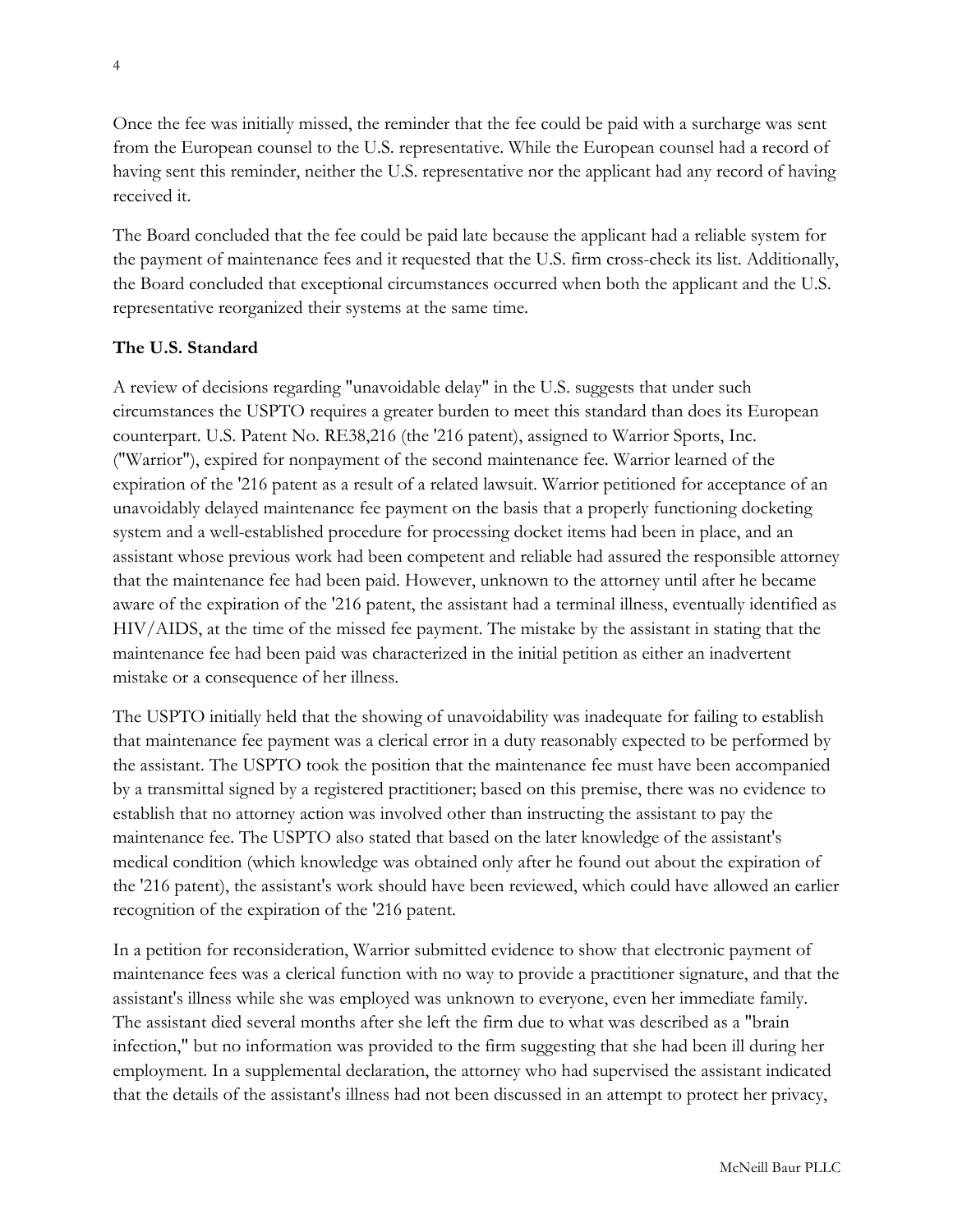Once the fee was initially missed, the reminder that the fee could be paid with a surcharge was sent from the European counsel to the U.S. representative. While the European counsel had a record of having sent this reminder, neither the U.S. representative nor the applicant had any record of having received it.

The Board concluded that the fee could be paid late because the applicant had a reliable system for the payment of maintenance fees and it requested that the U.S. firm cross-check its list. Additionally, the Board concluded that exceptional circumstances occurred when both the applicant and the U.S. representative reorganized their systems at the same time.

**The U.S. Standard**

A review of decisions regarding "unavoidable delay" in the U.S. suggests that under such circumstances the USPTO requires a greater burden to meet this standard than does its European counterpart. U.S. Patent No. RE38,216 (the '216 patent), assigned to Warrior Sports, Inc. ("Warrior"), expired for nonpayment of the second maintenance fee. Warrior learned of the expiration of the '216 patent as a result of a related lawsuit. Warrior petitioned for acceptance of an unavoidably delayed maintenance fee payment on the basis that a properly functioning docketing system and a well-established procedure for processing docket items had been in place, and an assistant whose previous work had been competent and reliable had assured the responsible attorney that the maintenance fee had been paid. However, unknown to the attorney until after he became aware of the expiration of the '216 patent, the assistant had a terminal illness, eventually identified as HIV/AIDS, at the time of the missed fee payment. The mistake by the assistant in stating that the maintenance fee had been paid was characterized in the initial petition as either an inadvertent mistake or a consequence of her illness.

The USPTO initially held that the showing of unavoidability was inadequate for failing to establish that maintenance fee payment was a clerical error in a duty reasonably expected to be performed by the assistant. The USPTO took the position that the maintenance fee must have been accompanied by a transmittal signed by a registered practitioner; based on this premise, there was no evidence to establish that no attorney action was involved other than instructing the assistant to pay the maintenance fee. The USPTO also stated that based on the later knowledge of the assistant's medical condition (which knowledge was obtained only after he found out about the expiration of the '216 patent), the assistant's work should have been reviewed, which could have allowed an earlier recognition of the expiration of the '216 patent.

In a petition for reconsideration, Warrior submitted evidence to show that electronic payment of maintenance fees was a clerical function with no way to provide a practitioner signature, and that the assistant's illness while she was employed was unknown to everyone, even her immediate family. The assistant died several months after she left the firm due to what was described as a "brain infection," but no information was provided to the firm suggesting that she had been ill during her employment. In a supplemental declaration, the attorney who had supervised the assistant indicated that the details of the assistant's illness had not been discussed in an attempt to protect her privacy,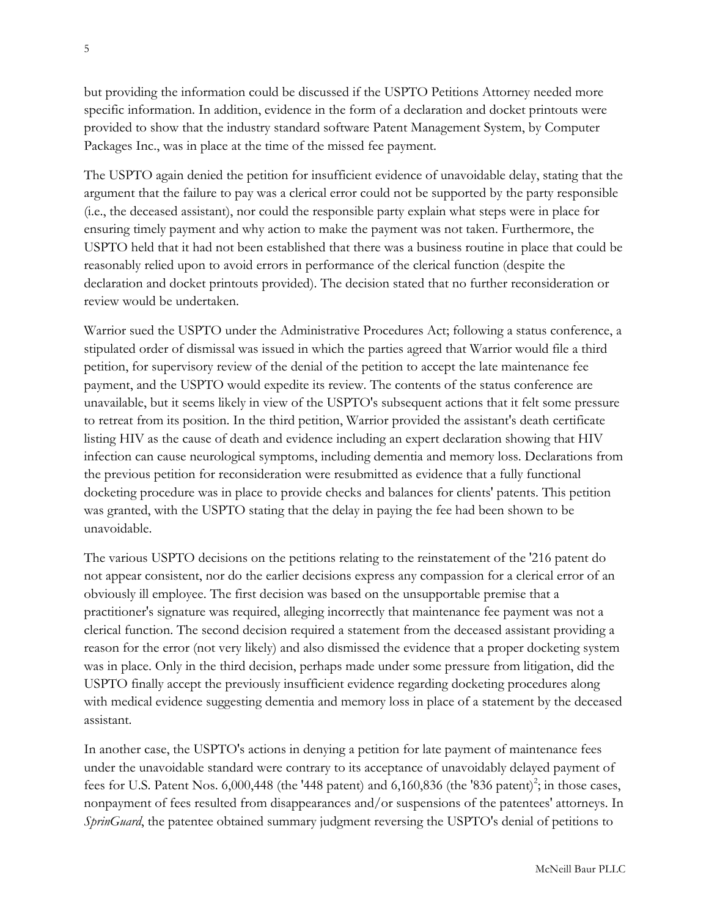but providing the information could be discussed if the USPTO Petitions Attorney needed more specific information. In addition, evidence in the form of a declaration and docket printouts were provided to show that the industry standard software Patent Management System, by Computer Packages Inc., was in place at the time of the missed fee payment.

The USPTO again denied the petition for insufficient evidence of unavoidable delay, stating that the argument that the failure to pay was a clerical error could not be supported by the party responsible (i.e., the deceased assistant), nor could the responsible party explain what steps were in place for ensuring timely payment and why action to make the payment was not taken. Furthermore, the USPTO held that it had not been established that there was a business routine in place that could be reasonably relied upon to avoid errors in performance of the clerical function (despite the declaration and docket printouts provided). The decision stated that no further reconsideration or review would be undertaken.

Warrior sued the USPTO under the Administrative Procedures Act; following a status conference, a stipulated order of dismissal was issued in which the parties agreed that Warrior would file a third petition, for supervisory review of the denial of the petition to accept the late maintenance fee payment, and the USPTO would expedite its review. The contents of the status conference are unavailable, but it seems likely in view of the USPTO's subsequent actions that it felt some pressure to retreat from its position. In the third petition, Warrior provided the assistant's death certificate listing HIV as the cause of death and evidence including an expert declaration showing that HIV infection can cause neurological symptoms, including dementia and memory loss. Declarations from the previous petition for reconsideration were resubmitted as evidence that a fully functional docketing procedure was in place to provide checks and balances for clients' patents. This petition was granted, with the USPTO stating that the delay in paying the fee had been shown to be unavoidable.

The various USPTO decisions on the petitions relating to the reinstatement of the '216 patent do not appear consistent, nor do the earlier decisions express any compassion for a clerical error of an obviously ill employee. The first decision was based on the unsupportable premise that a practitioner's signature was required, alleging incorrectly that maintenance fee payment was not a clerical function. The second decision required a statement from the deceased assistant providing a reason for the error (not very likely) and also dismissed the evidence that a proper docketing system was in place. Only in the third decision, perhaps made under some pressure from litigation, did the USPTO finally accept the previously insufficient evidence regarding docketing procedures along with medical evidence suggesting dementia and memory loss in place of a statement by the deceased assistant.

In another case, the USPTO's actions in denying a petition for late payment of maintenance fees under the unavoidable standard were contrary to its acceptance of unavoidably delayed payment of fees for U.S. Patent Nos. 6,000,448 (the '448 patent) and 6,160,836 (the '836 patent)[2]; in those cases, nonpayment of fees resulted from disappearances and/or suspensions of the patentees' attorneys. In *SprinGuard*, the patentee obtained summary judgment reversing the USPTO's denial of petitions to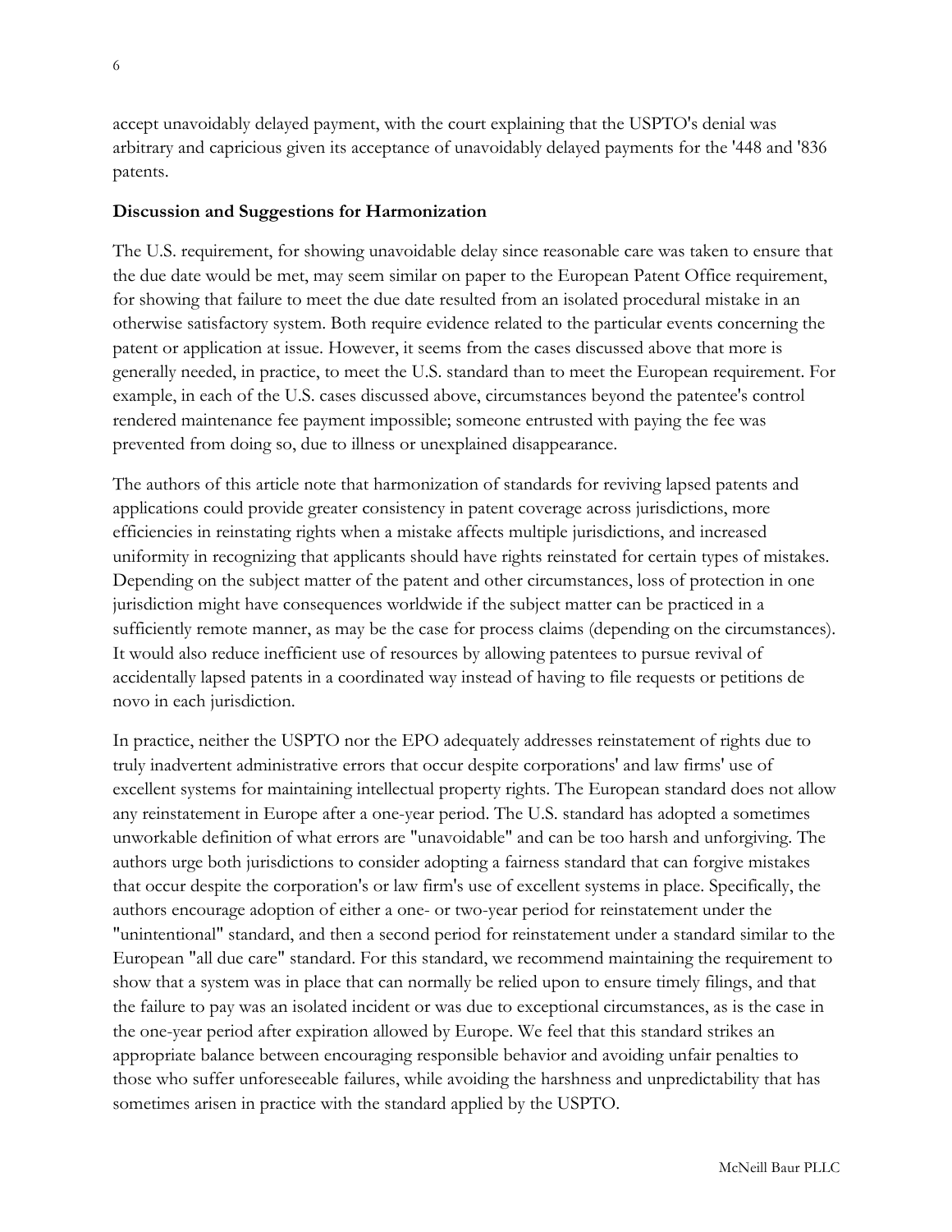accept unavoidably delayed payment, with the court explaining that the USPTO's denial was arbitrary and capricious given its acceptance of unavoidably delayed payments for the '448 and '836 patents.

**Discussion and Suggestions for Harmonization**

The U.S. requirement, for showing unavoidable delay since reasonable care was taken to ensure that the due date would be met, may seem similar on paper to the European Patent Office requirement, for showing that failure to meet the due date resulted from an isolated procedural mistake in an otherwise satisfactory system. Both require evidence related to the particular events concerning the patent or application at issue. However, it seems from the cases discussed above that more is generally needed, in practice, to meet the U.S. standard than to meet the European requirement. For example, in each of the U.S. cases discussed above, circumstances beyond the patentee's control rendered maintenance fee payment impossible; someone entrusted with paying the fee was prevented from doing so, due to illness or unexplained disappearance.

The authors of this article note that harmonization of standards for reviving lapsed patents and applications could provide greater consistency in patent coverage across jurisdictions, more efficiencies in reinstating rights when a mistake affects multiple jurisdictions, and increased uniformity in recognizing that applicants should have rights reinstated for certain types of mistakes. Depending on the subject matter of the patent and other circumstances, loss of protection in one jurisdiction might have consequences worldwide if the subject matter can be practiced in a sufficiently remote manner, as may be the case for process claims (depending on the circumstances). It would also reduce inefficient use of resources by allowing patentees to pursue revival of accidentally lapsed patents in a coordinated way instead of having to file requests or petitions de novo in each jurisdiction.

In practice, neither the USPTO nor the EPO adequately addresses reinstatement of rights due to truly inadvertent administrative errors that occur despite corporations' and law firms' use of excellent systems for maintaining intellectual property rights. The European standard does not allow any reinstatement in Europe after a one-year period. The U.S. standard has adopted a sometimes unworkable definition of what errors are "unavoidable" and can be too harsh and unforgiving. The authors urge both jurisdictions to consider adopting a fairness standard that can forgive mistakes that occur despite the corporation's or law firm's use of excellent systems in place. Specifically, the authors encourage adoption of either a one- or two-year period for reinstatement under the "unintentional" standard, and then a second period for reinstatement under a standard similar to the European "all due care" standard. For this standard, we recommend maintaining the requirement to show that a system was in place that can normally be relied upon to ensure timely filings, and that the failure to pay was an isolated incident or was due to exceptional circumstances, as is the case in the one-year period after expiration allowed by Europe. We feel that this standard strikes an appropriate balance between encouraging responsible behavior and avoiding unfair penalties to those who suffer unforeseeable failures, while avoiding the harshness and unpredictability that has sometimes arisen in practice with the standard applied by the USPTO.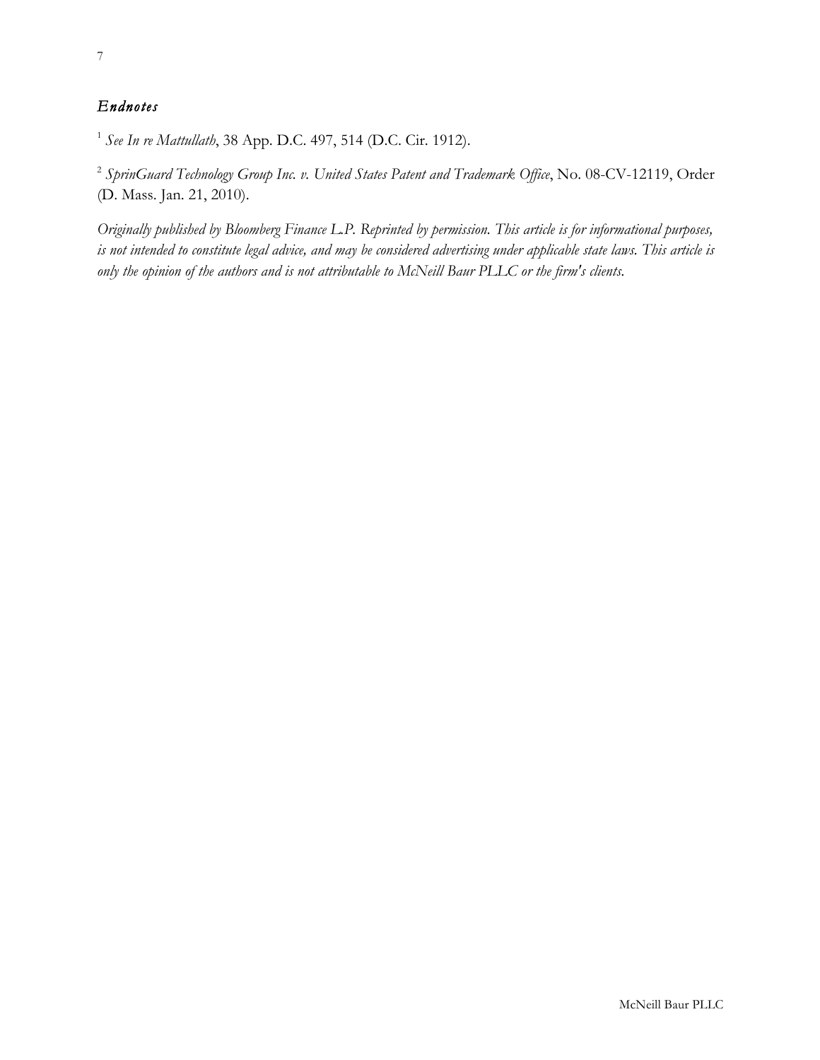## *Endnotes*

[1] *See In re Mattullath*, 38 App. D.C. 497, 514 (D.C. Cir. 1912).

[2] *SprinGuard Technology Group Inc. v. United States Patent and Trademark Office*, No. 08-CV-12119, Order (D. Mass. Jan. 21, 2010).

*Originally published by Bloomberg Finance L.P. Reprinted by permission. This article is for informational purposes, is not intended to constitute legal advice, and may be considered advertising under applicable state laws. This article is only the opinion of the authors and is not attributable to McNeill Baur PLLC or the firm's clients.*